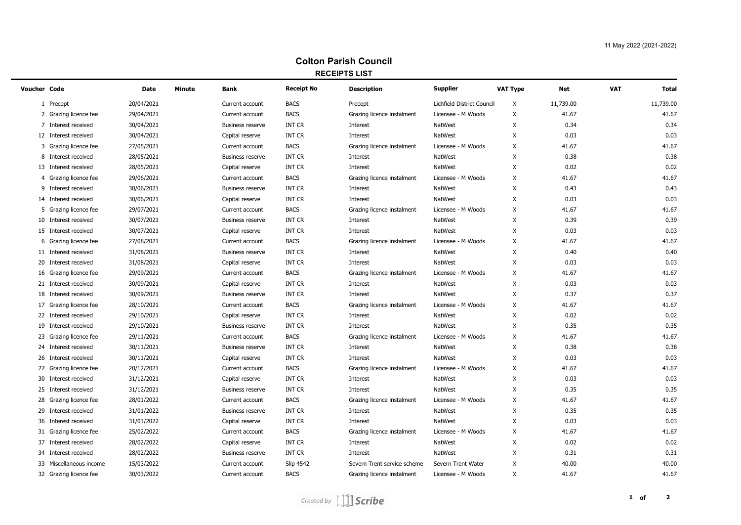11 May 2022 (2021-2022)

# Colton Parish Council

## RECEIPTS LIST

| Voucher | Code | Date | Minute | Bank | Receipt No | Description | Supplier | VAT Type | Net | VAT | Total |
|---|---|---|---|---|---|---|---|---|---|---|---|
| 1 | Precept | 20/04/2021 | | Current account | BACS | Precept | Lichfield District Council | X | 11,739.00 | | 11,739.00 |
| 2 | Grazing licence fee | 29/04/2021 | | Current account | BACS | Grazing licence instalment | Licensee - M Woods | X | 41.67 | | 41.67 |
| 7 | Interest received | 30/04/2021 | | Business reserve | INT CR | Interest | NatWest | X | 0.34 | | 0.34 |
| 12 | Interest received | 30/04/2021 | | Capital reserve | INT CR | Interest | NatWest | X | 0.03 | | 0.03 |
| 3 | Grazing licence fee | 27/05/2021 | | Current account | BACS | Grazing licence instalment | Licensee - M Woods | X | 41.67 | | 41.67 |
| 8 | Interest received | 28/05/2021 | | Business reserve | INT CR | Interest | NatWest | X | 0.38 | | 0.38 |
| 13 | Interest received | 28/05/2021 | | Capital reserve | INT CR | Interest | NatWest | X | 0.02 | | 0.02 |
| 4 | Grazing licence fee | 29/06/2021 | | Current account | BACS | Grazing licence instalment | Licensee - M Woods | X | 41.67 | | 41.67 |
| 9 | Interest received | 30/06/2021 | | Business reserve | INT CR | Interest | NatWest | X | 0.43 | | 0.43 |
| 14 | Interest received | 30/06/2021 | | Capital reserve | INT CR | Interest | NatWest | X | 0.03 | | 0.03 |
| 5 | Grazing licence fee | 29/07/2021 | | Current account | BACS | Grazing licence instalment | Licensee - M Woods | X | 41.67 | | 41.67 |
| 10 | Interest received | 30/07/2021 | | Business reserve | INT CR | Interest | NatWest | X | 0.39 | | 0.39 |
| 15 | Interest received | 30/07/2021 | | Capital reserve | INT CR | Interest | NatWest | X | 0.03 | | 0.03 |
| 6 | Grazing licence fee | 27/08/2021 | | Current account | BACS | Grazing licence instalment | Licensee - M Woods | X | 41.67 | | 41.67 |
| 11 | Interest received | 31/08/2021 | | Business reserve | INT CR | Interest | NatWest | X | 0.40 | | 0.40 |
| 20 | Interest received | 31/08/2021 | | Capital reserve | INT CR | Interest | NatWest | X | 0.03 | | 0.03 |
| 16 | Grazing licence fee | 29/09/2021 | | Current account | BACS | Grazing licence instalment | Licensee - M Woods | X | 41.67 | | 41.67 |
| 21 | Interest received | 30/09/2021 | | Capital reserve | INT CR | Interest | NatWest | X | 0.03 | | 0.03 |
| 18 | Interest received | 30/09/2021 | | Business reserve | INT CR | Interest | NatWest | X | 0.37 | | 0.37 |
| 17 | Grazing licence fee | 28/10/2021 | | Current account | BACS | Grazing licence instalment | Licensee - M Woods | X | 41.67 | | 41.67 |
| 22 | Interest received | 29/10/2021 | | Capital reserve | INT CR | Interest | NatWest | X | 0.02 | | 0.02 |
| 19 | Interest received | 29/10/2021 | | Business reserve | INT CR | Interest | NatWest | X | 0.35 | | 0.35 |
| 23 | Grazing licence fee | 29/11/2021 | | Current account | BACS | Grazing licence instalment | Licensee - M Woods | X | 41.67 | | 41.67 |
| 24 | Interest received | 30/11/2021 | | Business reserve | INT CR | Interest | NatWest | X | 0.38 | | 0.38 |
| 26 | Interest received | 30/11/2021 | | Capital reserve | INT CR | Interest | NatWest | X | 0.03 | | 0.03 |
| 27 | Grazing licence fee | 20/12/2021 | | Current account | BACS | Grazing licence instalment | Licensee - M Woods | X | 41.67 | | 41.67 |
| 30 | Interest received | 31/12/2021 | | Capital reserve | INT CR | Interest | NatWest | X | 0.03 | | 0.03 |
| 25 | Interest received | 31/12/2021 | | Business reserve | INT CR | Interest | NatWest | X | 0.35 | | 0.35 |
| 28 | Grazing licence fee | 28/01/2022 | | Current account | BACS | Grazing licence instalment | Licensee - M Woods | X | 41.67 | | 41.67 |
| 29 | Interest received | 31/01/2022 | | Business reserve | INT CR | Interest | NatWest | X | 0.35 | | 0.35 |
| 36 | Interest received | 31/01/2022 | | Capital reserve | INT CR | Interest | NatWest | X | 0.03 | | 0.03 |
| 31 | Grazing licence fee | 25/02/2022 | | Current account | BACS | Grazing licence instalment | Licensee - M Woods | X | 41.67 | | 41.67 |
| 37 | Interest received | 28/02/2022 | | Capital reserve | INT CR | Interest | NatWest | X | 0.02 | | 0.02 |
| 34 | Interest received | 28/02/2022 | | Business reserve | INT CR | Interest | NatWest | X | 0.31 | | 0.31 |
| 33 | Miscellaneous income | 15/03/2022 | | Current account | Slip 4542 | Severn Trent service scheme | Severn Trent Water | X | 40.00 | | 40.00 |
| 32 | Grazing licence fee | 30/03/2022 | | Current account | BACS | Grazing licence instalment | Licensee - M Woods | X | 41.67 | | 41.67 |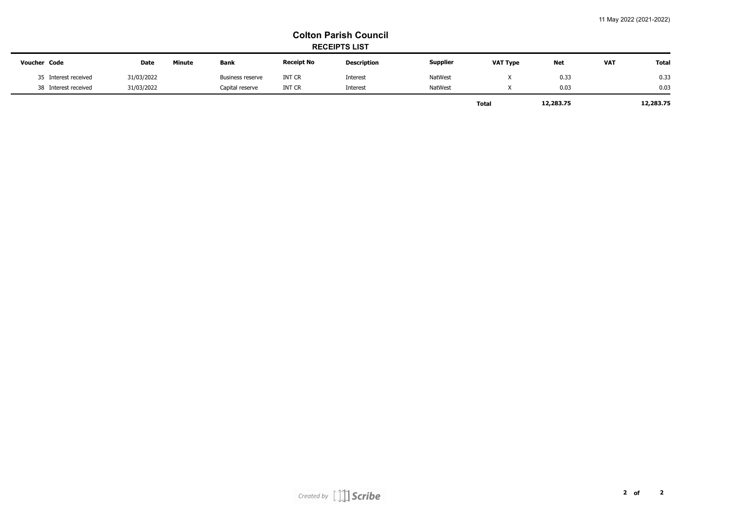11 May 2022 (2021-2022)

# Colton Parish Council

## RECEIPTS LIST

| Voucher | Code | Date | Minute | Bank | Receipt No | Description | Supplier | VAT Type | Net | VAT | Total |
|---|---|---|---|---|---|---|---|---|---|---|---|
| 35 | Interest received | 31/03/2022 | | Business reserve | INT CR | Interest | NatWest | X | 0.33 | | 0.33 |
| 38 | Interest received | 31/03/2022 | | Capital reserve | INT CR | Interest | NatWest | X | 0.03 | | 0.03 |
| | | | | | | | | **Total** | **12,283.75** | | **12,283.75** |

*Created by Scribe*